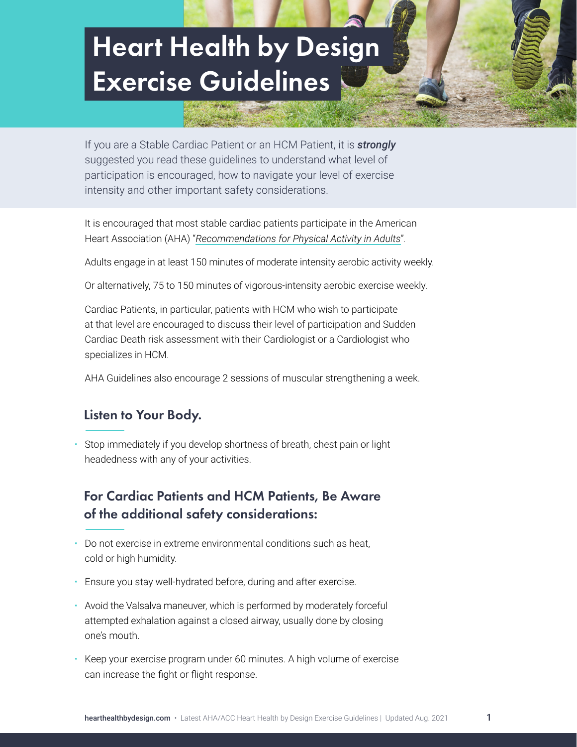# Heart Health by Design Exercise Guidelines

If you are a Stable Cardiac Patient or an HCM Patient, it is ***strongly*** suggested you read these guidelines to understand what level of participation is encouraged, how to navigate your level of exercise intensity and other important safety considerations.

It is encouraged that most stable cardiac patients participate in the American Heart Association (AHA) "*Recommendations for Physical Activity in Adults*".

Adults engage in at least 150 minutes of moderate intensity aerobic activity weekly.

Or alternatively, 75 to 150 minutes of vigorous-intensity aerobic exercise weekly.

Cardiac Patients, in particular, patients with HCM who wish to participate at that level are encouraged to discuss their level of participation and Sudden Cardiac Death risk assessment with their Cardiologist or a Cardiologist who specializes in HCM.

AHA Guidelines also encourage 2 sessions of muscular strengthening a week.

## Listen to Your Body.

- Stop immediately if you develop shortness of breath, chest pain or light headedness with any of your activities.

## For Cardiac Patients and HCM Patients, Be Aware of the additional safety considerations:

- Do not exercise in extreme environmental conditions such as heat, cold or high humidity.
- Ensure you stay well-hydrated before, during and after exercise.
- Avoid the Valsalva maneuver, which is performed by moderately forceful attempted exhalation against a closed airway, usually done by closing one's mouth.
- Keep your exercise program under 60 minutes. A high volume of exercise can increase the fight or flight response.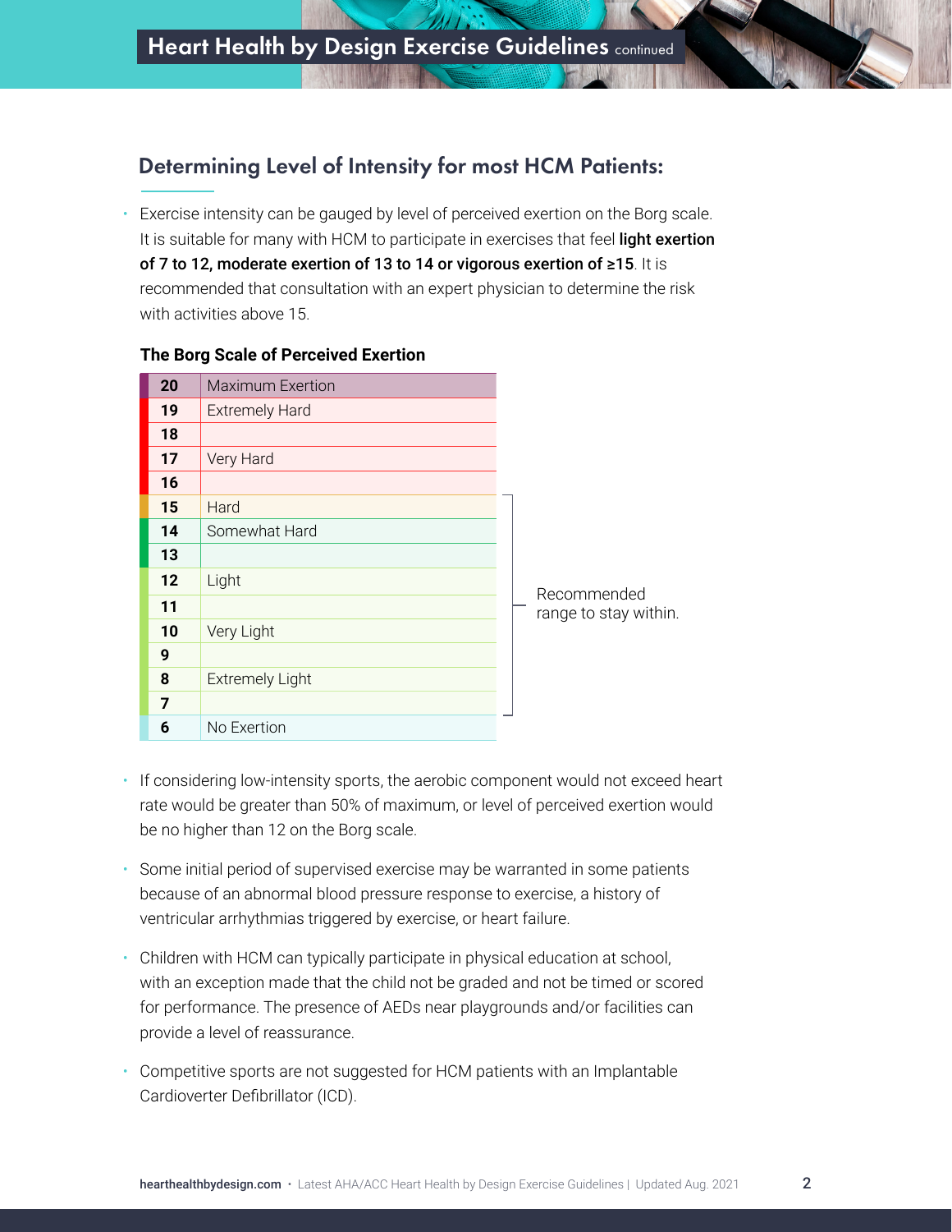## Heart Health by Design Exercise Guidelines continued

### Determining Level of Intensity for most HCM Patients:

- Exercise intensity can be gauged by level of perceived exertion on the Borg scale. It is suitable for many with HCM to participate in exercises that feel **light exertion of 7 to 12, moderate exertion of 13 to 14 or vigorous exertion of ≥15**. It is recommended that consultation with an expert physician to determine the risk with activities above 15.

**The Borg Scale of Perceived Exertion**

| Level | Description |
|---|---|
| **20** | Maximum Exertion |
| **19** | Extremely Hard |
| **18** | |
| **17** | Very Hard |
| **16** | |
| **15** | Hard |
| **14** | Somewhat Hard |
| **13** | |
| **12** | Light |
| **11** | |
| **10** | Very Light |
| **9** | |
| **8** | Extremely Light |
| **7** | |
| **6** | No Exertion |

Recommended range to stay within: 7 to 15.

- If considering low-intensity sports, the aerobic component would not exceed heart rate would be greater than 50% of maximum, or level of perceived exertion would be no higher than 12 on the Borg scale.
- Some initial period of supervised exercise may be warranted in some patients because of an abnormal blood pressure response to exercise, a history of ventricular arrhythmias triggered by exercise, or heart failure.
- Children with HCM can typically participate in physical education at school, with an exception made that the child not be graded and not be timed or scored for performance. The presence of AEDs near playgrounds and/or facilities can provide a level of reassurance.
- Competitive sports are not suggested for HCM patients with an Implantable Cardioverter Defibrillator (ICD).

**hearthealthbydesign.com** • Latest AHA/ACC Heart Health by Design Exercise Guidelines | Updated Aug. 2021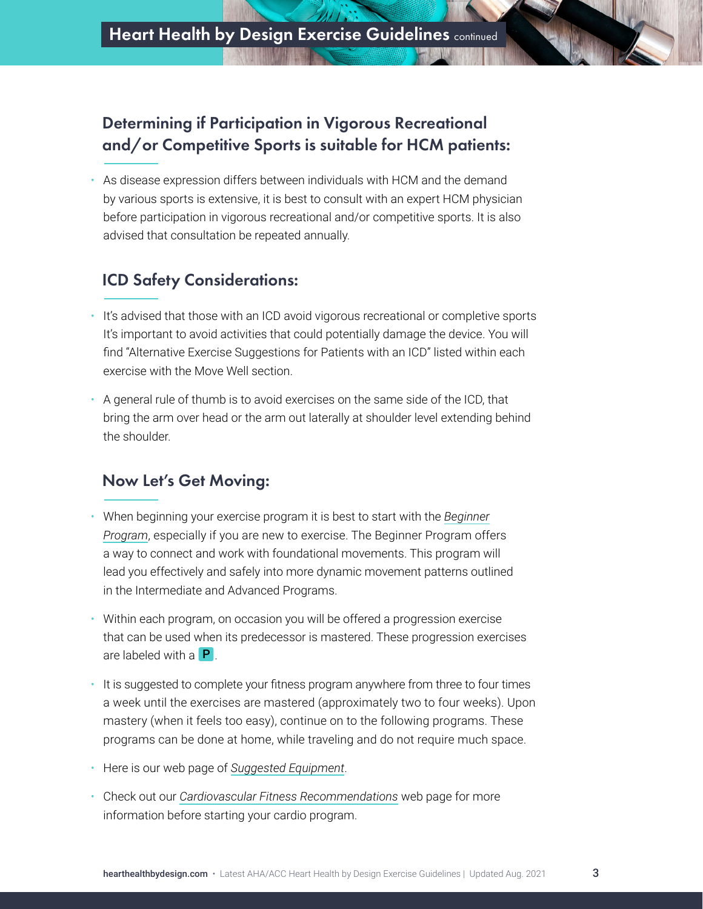## Determining if Participation in Vigorous Recreational and/or Competitive Sports is suitable for HCM patients:

- As disease expression differs between individuals with HCM and the demand by various sports is extensive, it is best to consult with an expert HCM physician before participation in vigorous recreational and/or competitive sports. It is also advised that consultation be repeated annually.

## ICD Safety Considerations:

- It's advised that those with an ICD avoid vigorous recreational or completive sports It's important to avoid activities that could potentially damage the device. You will find "Alternative Exercise Suggestions for Patients with an ICD" listed within each exercise with the Move Well section.
- A general rule of thumb is to avoid exercises on the same side of the ICD, that bring the arm over head or the arm out laterally at shoulder level extending behind the shoulder.

## Now Let's Get Moving:

- When beginning your exercise program it is best to start with the *Beginner Program*, especially if you are new to exercise. The Beginner Program offers a way to connect and work with foundational movements. This program will lead you effectively and safely into more dynamic movement patterns outlined in the Intermediate and Advanced Programs.
- Within each program, on occasion you will be offered a progression exercise that can be used when its predecessor is mastered. These progression exercises are labeled with a **P**.
- It is suggested to complete your fitness program anywhere from three to four times a week until the exercises are mastered (approximately two to four weeks). Upon mastery (when it feels too easy), continue on to the following programs. These programs can be done at home, while traveling and do not require much space.
- Here is our web page of *Suggested Equipment*.
- Check out our *Cardiovascular Fitness Recommendations* web page for more information before starting your cardio program.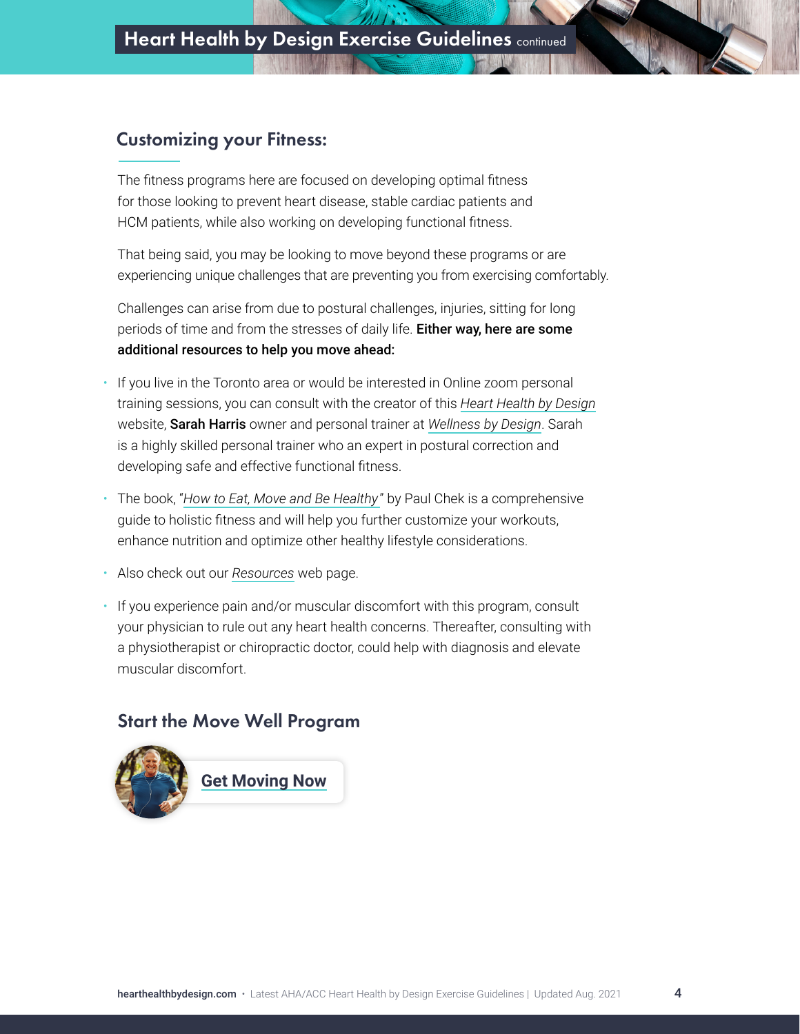## Heart Health by Design Exercise Guidelines continued

### Customizing your Fitness:

The fitness programs here are focused on developing optimal fitness for those looking to prevent heart disease, stable cardiac patients and HCM patients, while also working on developing functional fitness.

That being said, you may be looking to move beyond these programs or are experiencing unique challenges that are preventing you from exercising comfortably.

Challenges can arise from due to postural challenges, injuries, sitting for long periods of time and from the stresses of daily life. **Either way, here are some additional resources to help you move ahead:**

- If you live in the Toronto area or would be interested in Online zoom personal training sessions, you can consult with the creator of this *Heart Health by Design* website, **Sarah Harris** owner and personal trainer at *Wellness by Design*. Sarah is a highly skilled personal trainer who an expert in postural correction and developing safe and effective functional fitness.
- The book, "*How to Eat, Move and Be Healthy*" by Paul Chek is a comprehensive guide to holistic fitness and will help you further customize your workouts, enhance nutrition and optimize other healthy lifestyle considerations.
- Also check out our *Resources* web page.
- If you experience pain and/or muscular discomfort with this program, consult your physician to rule out any heart health concerns. Thereafter, consulting with a physiotherapist or chiropractic doctor, could help with diagnosis and elevate muscular discomfort.

### Start the Move Well Program

**Get Moving Now**